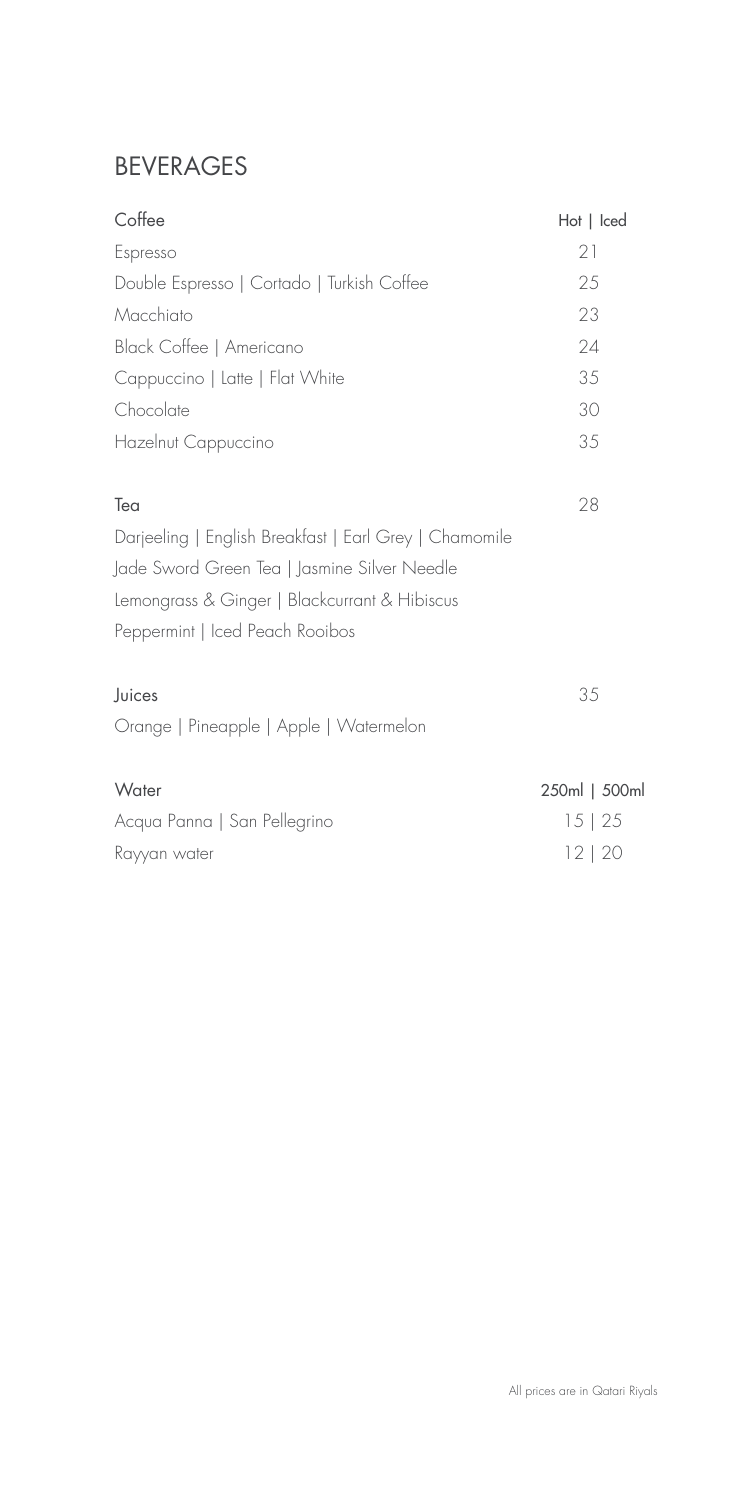# BEVERAGES

| Coffee | Hot \| Iced |
| --- | --- |
| Espresso | 21 |
| Double Espresso \| Cortado \| Turkish Coffee | 25 |
| Macchiato | 23 |
| Black Coffee \| Americano | 24 |
| Cappuccino \| Latte \| Flat White | 35 |
| Chocolate | 30 |
| Hazelnut Cappuccino | 35 |

| Tea | 28 |
| --- | --- |
| Darjeeling \| English Breakfast \| Earl Grey \| Chamomile | |
| Jade Sword Green Tea \| Jasmine Silver Needle | |
| Lemongrass & Ginger \| Blackcurrant & Hibiscus | |
| Peppermint \| Iced Peach Rooibos | |

| Juices | 35 |
| --- | --- |
| Orange \| Pineapple \| Apple \| Watermelon | |

| Water | 250ml \| 500ml |
| --- | --- |
| Acqua Panna \| San Pellegrino | 15 \| 25 |
| Rayyan water | 12 \| 20 |

All prices are in Qatari Riyals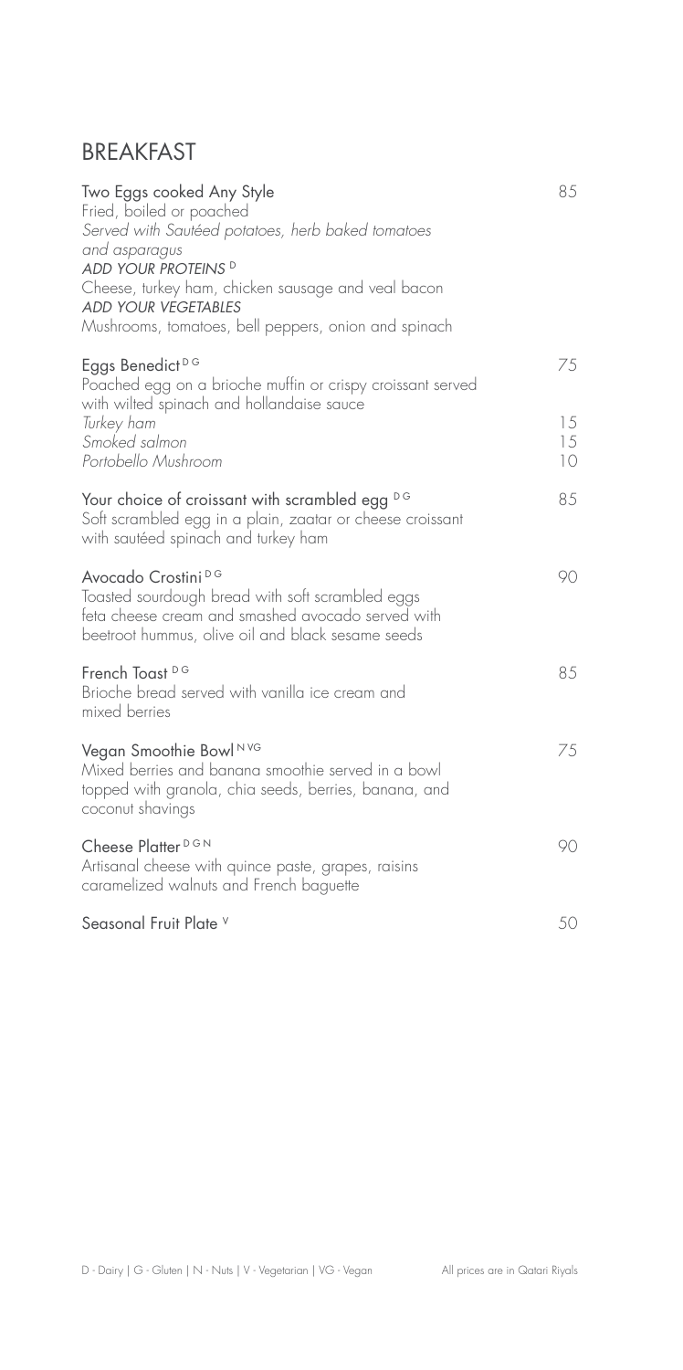# BREAKFAST

**Two Eggs cooked Any Style** — 85
Fried, boiled or poached
*Served with Sautéed potatoes, herb baked tomatoes and asparagus*
*ADD YOUR PROTEINS* [D]
Cheese, turkey ham, chicken sausage and veal bacon
*ADD YOUR VEGETABLES*
Mushrooms, tomatoes, bell peppers, onion and spinach

**Eggs Benedict** [D G] — 75
Poached egg on a brioche muffin or crispy croissant served with wilted spinach and hollandaise sauce
*Turkey ham* — 15
*Smoked salmon* — 15
*Portobello Mushroom* — 10

**Your choice of croissant with scrambled egg** [D G] — 85
Soft scrambled egg in a plain, zaatar or cheese croissant with sautéed spinach and turkey ham

**Avocado Crostini** [D G] — 90
Toasted sourdough bread with soft scrambled eggs feta cheese cream and smashed avocado served with beetroot hummus, olive oil and black sesame seeds

**French Toast** [D G] — 85
Brioche bread served with vanilla ice cream and mixed berries

**Vegan Smoothie Bowl** [N VG] — 75
Mixed berries and banana smoothie served in a bowl topped with granola, chia seeds, berries, banana, and coconut shavings

**Cheese Platter** [D G N] — 90
Artisanal cheese with quince paste, grapes, raisins caramelized walnuts and French baguette

**Seasonal Fruit Plate** [V] — 50

D - Dairy | G - Gluten | N - Nuts | V - Vegetarian | VG - Vegan

All prices are in Qatari Riyals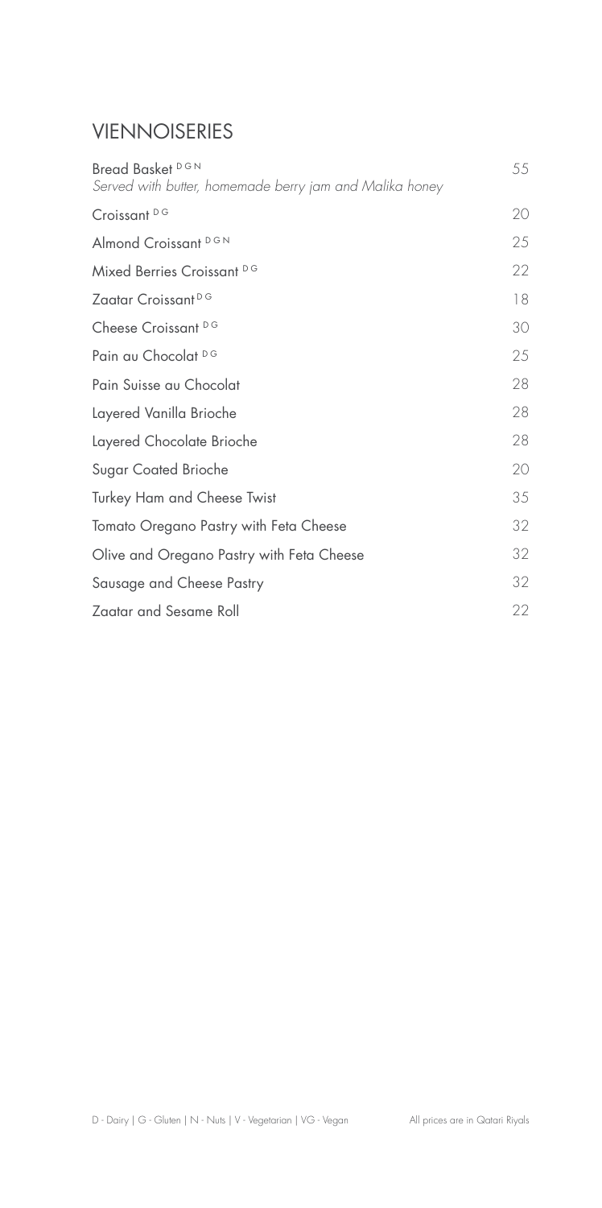## VIENNOISERIES

| Item | Price |
|---|---|
| Bread Basket [D G N]<br>*Served with butter, homemade berry jam and Malika honey* | 55 |
| Croissant [D G] | 20 |
| Almond Croissant [D G N] | 25 |
| Mixed Berries Croissant [D G] | 22 |
| Zaatar Croissant [D G] | 18 |
| Cheese Croissant [D G] | 30 |
| Pain au Chocolat [D G] | 25 |
| Pain Suisse au Chocolat | 28 |
| Layered Vanilla Brioche | 28 |
| Layered Chocolate Brioche | 28 |
| Sugar Coated Brioche | 20 |
| Turkey Ham and Cheese Twist | 35 |
| Tomato Oregano Pastry with Feta Cheese | 32 |
| Olive and Oregano Pastry with Feta Cheese | 32 |
| Sausage and Cheese Pastry | 32 |
| Zaatar and Sesame Roll | 22 |

D - Dairy | G - Gluten | N - Nuts | V - Vegetarian | VG - Vegan

All prices are in Qatari Riyals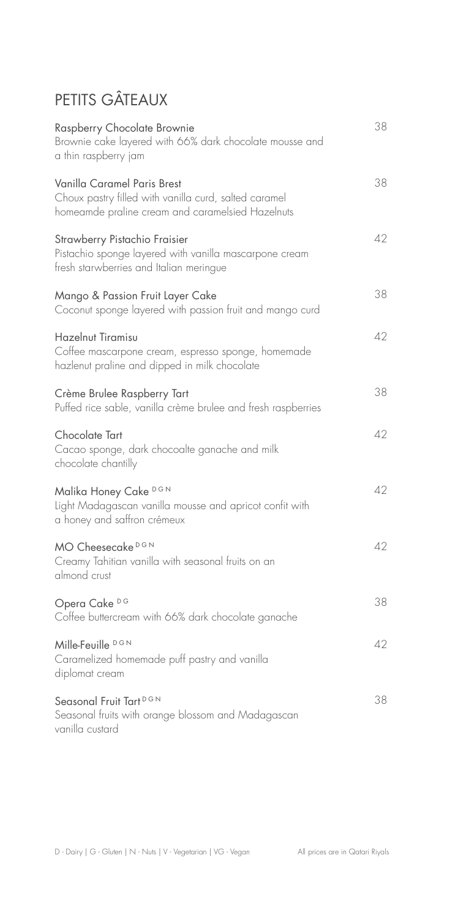# PETITS GÂTEAUX

**Raspberry Chocolate Brownie** — 38
Brownie cake layered with 66% dark chocolate mousse and a thin raspberry jam

**Vanilla Caramel Paris Brest** — 38
Choux pastry filled with vanilla curd, salted caramel homeamde praline cream and caramelsied Hazelnuts

**Strawberry Pistachio Fraisier** — 42
Pistachio sponge layered with vanilla mascarpone cream fresh starwberries and Italian meringue

**Mango & Passion Fruit Layer Cake** — 38
Coconut sponge layered with passion fruit and mango curd

**Hazelnut Tiramisu** — 42
Coffee mascarpone cream, espresso sponge, homemade hazlenut praline and dipped in milk chocolate

**Crème Brulee Raspberry Tart** — 38
Puffed rice sable, vanilla crème brulee and fresh raspberries

**Chocolate Tart** — 42
Cacao sponge, dark chocoalte ganache and milk chocolate chantilly

**Malika Honey Cake** D G N — 42
Light Madagascan vanilla mousse and apricot confit with a honey and saffron crémeux

**MO Cheesecake** D G N — 42
Creamy Tahitian vanilla with seasonal fruits on an almond crust

**Opera Cake** D G — 38
Coffee buttercream with 66% dark chocolate ganache

**Mille-Feuille** D G N — 42
Caramelized homemade puff pastry and vanilla diplomat cream

**Seasonal Fruit Tart** D G N — 38
Seasonal fruits with orange blossom and Madagascan vanilla custard

D - Dairy | G - Gluten | N - Nuts | V - Vegetarian | VG - Vegan

All prices are in Qatari Riyals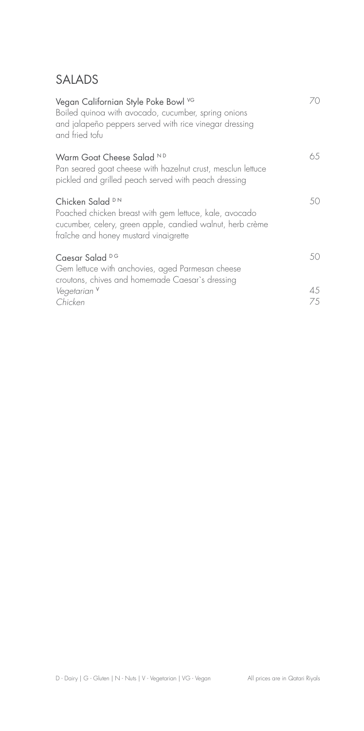# SALADS

**Vegan Californian Style Poke Bowl** VG — 70
Boiled quinoa with avocado, cucumber, spring onions and jalapeño peppers served with rice vinegar dressing and fried tofu

**Warm Goat Cheese Salad** N D — 65
Pan seared goat cheese with hazelnut crust, mesclun lettuce pickled and grilled peach served with peach dressing

**Chicken Salad** D N — 50
Poached chicken breast with gem lettuce, kale, avocado cucumber, celery, green apple, candied walnut, herb crème fraîche and honey mustard vinaigrette

**Caesar Salad** D G — 50
Gem lettuce with anchovies, aged Parmesan cheese croutons, chives and homemade Caesar`s dressing
*Vegetarian* V — 45
*Chicken* — 75

D - Dairy | G - Gluten | N - Nuts | V - Vegetarian | VG - Vegan

All prices are in Qatari Riyals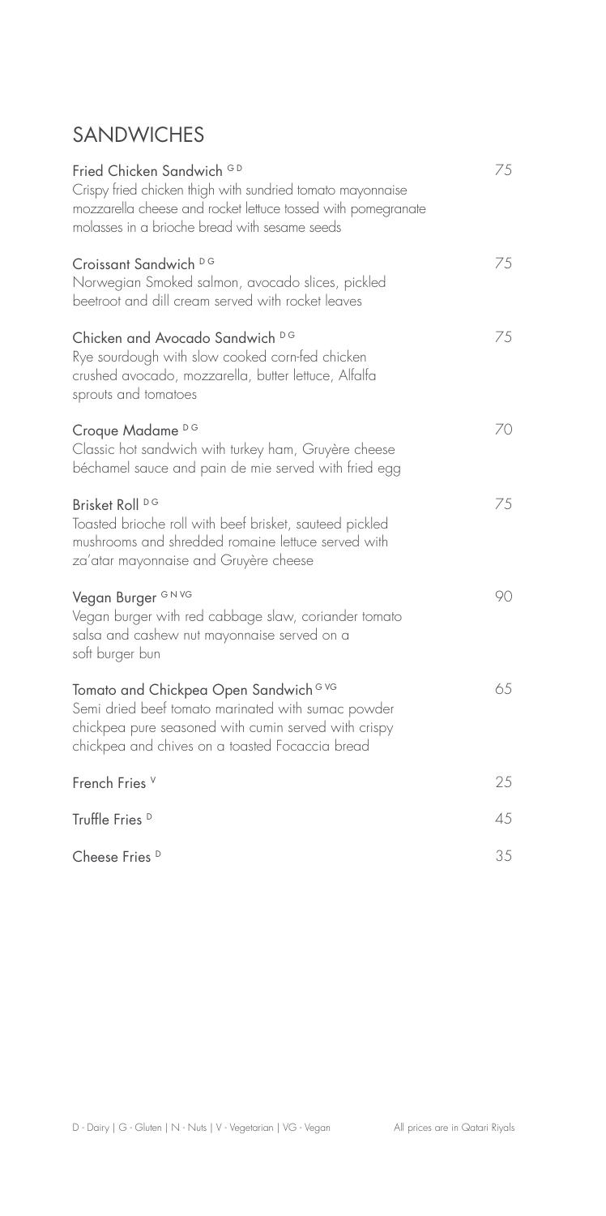## SANDWICHES

**Fried Chicken Sandwich** G D — 75
Crispy fried chicken thigh with sundried tomato mayonnaise mozzarella cheese and rocket lettuce tossed with pomegranate molasses in a brioche bread with sesame seeds

**Croissant Sandwich** D G — 75
Norwegian Smoked salmon, avocado slices, pickled beetroot and dill cream served with rocket leaves

**Chicken and Avocado Sandwich** D G — 75
Rye sourdough with slow cooked corn-fed chicken crushed avocado, mozzarella, butter lettuce, Alfalfa sprouts and tomatoes

**Croque Madame** D G — 70
Classic hot sandwich with turkey ham, Gruyère cheese béchamel sauce and pain de mie served with fried egg

**Brisket Roll** D G — 75
Toasted brioche roll with beef brisket, sauteed pickled mushrooms and shredded romaine lettuce served with za'atar mayonnaise and Gruyère cheese

**Vegan Burger** G N VG — 90
Vegan burger with red cabbage slaw, coriander tomato salsa and cashew nut mayonnaise served on a soft burger bun

**Tomato and Chickpea Open Sandwich** G VG — 65
Semi dried beef tomato marinated with sumac powder chickpea pure seasoned with cumin served with crispy chickpea and chives on a toasted Focaccia bread

**French Fries** V — 25

**Truffle Fries** D — 45

**Cheese Fries** D — 35

D - Dairy | G - Gluten | N - Nuts | V - Vegetarian | VG - Vegan

All prices are in Qatari Riyals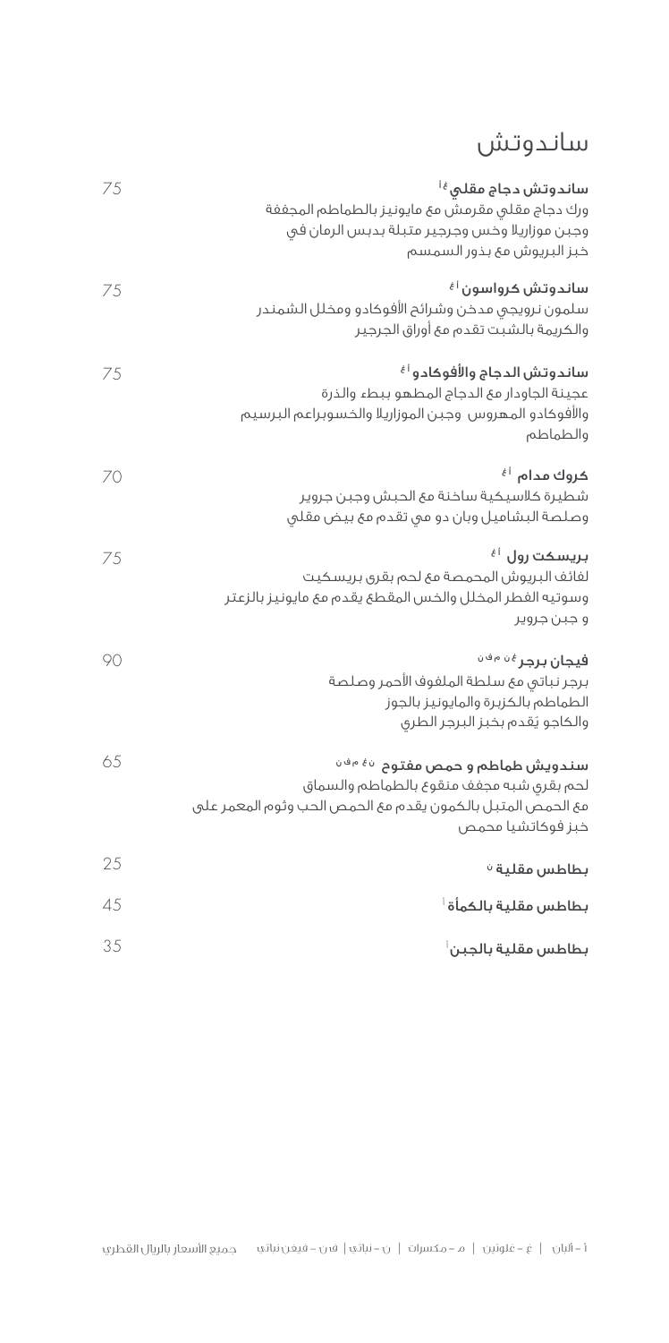# ساندوتش

**ساندوتش دجاج مقلي** أ غ — 75

ورك دجاج مقلي مقرمش مع مايونيز بالطماطم المجففة
وجبن موزاريلا وخس وجرجير متبلة بدبس الرمان في
خبز البريوش مع بذور السمسم

**ساندوتش كرواسون** أ غ — 75

سلمون نرويجي مدخن وشرائح الأفوكادو ومخلل الشمندر
والكريمة بالشبت تقدم مع أوراق الجرجير

**ساندوتش الدجاج والأفوكادو** أ غ — 75

عجينة الجاودار مع الدجاج المطهو ببطء والذرة
والأفوكادو المهروس وجبن الموزاريلا والخسوبراعم البرسيم
والطماطم

**كروك مدام** أ غ — 70

شطيرة كلاسيكية ساخنة مع الحبش وجبن جروير
وصلصة البشاميل وبان دو مي تقدم مع بيض مقلي

**بريسكت رول** أ غ — 75

لفائف البريوش المحمصة مع لحم بقري بريسكيت
وسوتيه الفطر المخلل والخس المقطع يقدم مع مايونيز بالزعتر
و جبن جروير

**فيجان برجر** غ ن م ف ن — 90

برجر نباتي مع سلطة الملفوف الأحمر وصلصة
الطماطم بالكزبرة والمايونيز بالجوز
والكاجو يُقدم بخبز البرجر الطري

**سندويش طماطم و حمص مفتوح** ن غ م ف ن — 65

لحم بقري شبه مجفف منقوع بالطماطم والسماق
مع الحمص المتبل بالكمون يقدم مع الحمص الحب وثوم المعمر على
خبز فوكاتشيا محمص

**بطاطس مقلية** ن — 25

**بطاطس مقلية بالكمأة** أ — 45

**بطاطس مقلية بالجبن** أ — 35

أ – ألبان | غ – غلوتين | م – مكسرات | ن – نباتي | ف ن – فيغن نباتي    جميع الأسعار بالريال القطري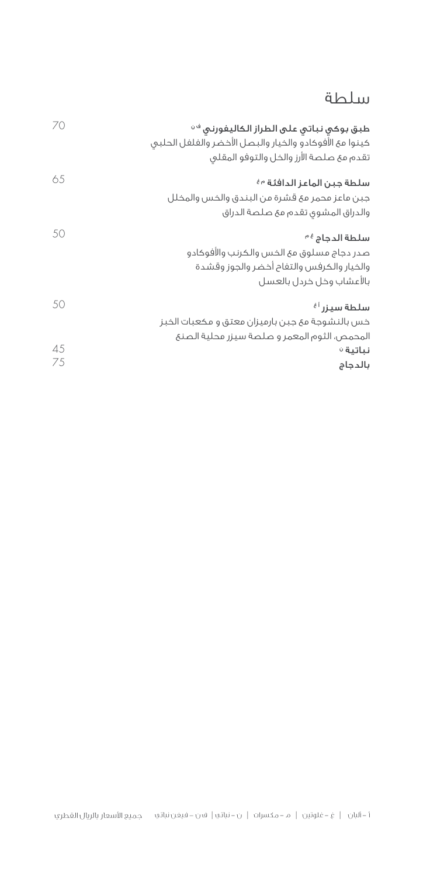# سلطة

**طبق بوكي نباتي على الطراز الكاليفورني** ف ن — 70

كينوا مع الأفوكادو والخيار والبصل الأخضر والفلفل الحلبي
تقدم مع صلصة الأرز والخل والتوفو المقلي

**سلطة جبن الماعز الدافئة** م غ — 65

جبن ماعز محمر مع قشرة من البندق والخس والمخلل
والدراق المشوي تقدم مع صلصة الدراق

**سلطة الدجاج** م غ — 50

صدر دجاج مسلوق مع الخس والكرنب والأفوكادو
والخيار والكرفس والتفاح أخضر والجوز وقشدة
بالأعشاب وخل خردل بالعسل

**سلطة سيزر** أ غ — 50

خس بالنشوجة مع جبن بارميزان معتق و مكعبات الخبز
المحمص، الثوم المعمر و صلصة سيزر محلية الصنع

**نباتية** ن — 45

**بالدجاج** — 75

أ - ألبان | غ - غلوتين | م - مكسرات | ن - نباتي | ف ن - فيغن نباتي      جميع الأسعار بالريال القطري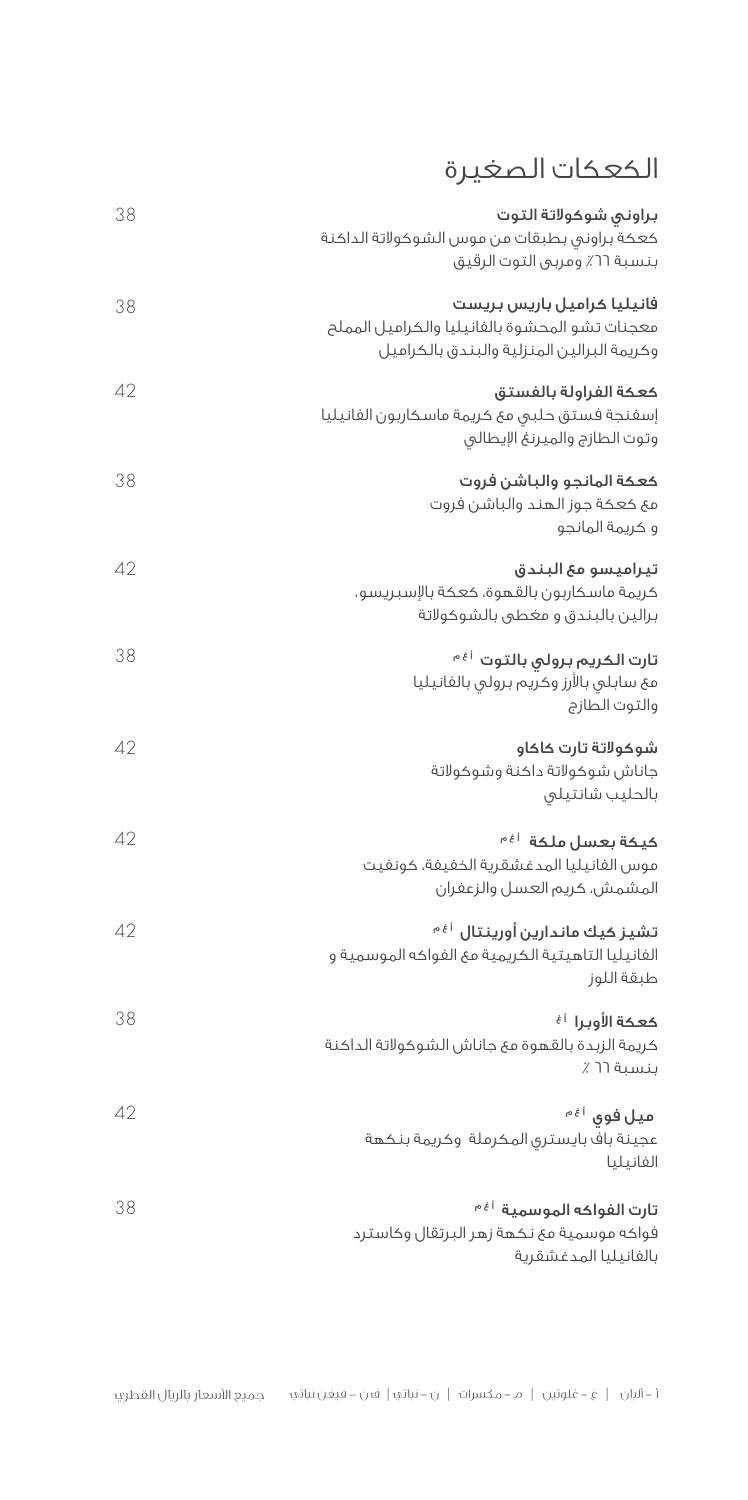# الكعكات الصغيرة

**براوني شوكولاتة التوت** — 38
كعكة براوني بطبقات من موس الشوكولاتة الداكنة بنسبة ٦٦٪ ومربى التوت الرقيق

**فانيليا كراميل باريس بريست** — 38
معجنات تشو المحشوة بالفانيليا والكراميل المملح وكريمة البرالين المنزلية والبندق بالكراميل

**كعكة الفراولة بالفستق** — 42
إسفنجة فستق حلبي مع كريمة ماسكاربون الفانيليا وتوت الطازج والميرنغ الإيطالي

**كعكة المانجو والباشن فروت** — 38
مع كعكة جوز الهند والباشن فروت و كريمة المانجو

**تيراميسو مع البندق** — 42
كريمة ماسكاربون بالقهوة، كعكة بالإسبريسو، برالين بالبندق و مغطى بالشوكولاتة

**تارت الكريم برولي بالتوت** أ غ م — 38
مع سابلي بالأرز وكريم برولي بالفانيليا والتوت الطازج

**شوكولاتة تارت كاكاو** — 42
جاناش شوكولاتة داكنة وشوكولاتة بالحليب شانتيلي

**كيكة بعسل ملكة** أ غ م — 42
موس الفانيليا المدغشقرية الخفيفة، كونفيت المشمش، كريم العسل والزعفران

**تشيز كيك ماندارين أورينتال** أ غ م — 42
الفانيليا التاهيتية الكريمية مع الفواكه الموسمية و طبقة اللوز

**كعكة الأوبرا** أ غ — 38
كريمة الزبدة بالقهوة مع جاناش الشوكولاتة الداكنة بنسبة ٦٦ ٪

**ميل فوي** أ غ م — 42
عجينة باف بايستري المكرملة وكريمة بنكهة الفانيليا

**تارت الفواكه الموسمية** أ غ م — 38
فواكه موسمية مع نكهة زهر البرتقال وكاسترد بالفانيليا المدغشقرية

أ – ألبان | غ – غلوتين | م – مكسرات | ن – نباتي | ف ن – فيغن نباتي — جميع الأسعار بالريال القطري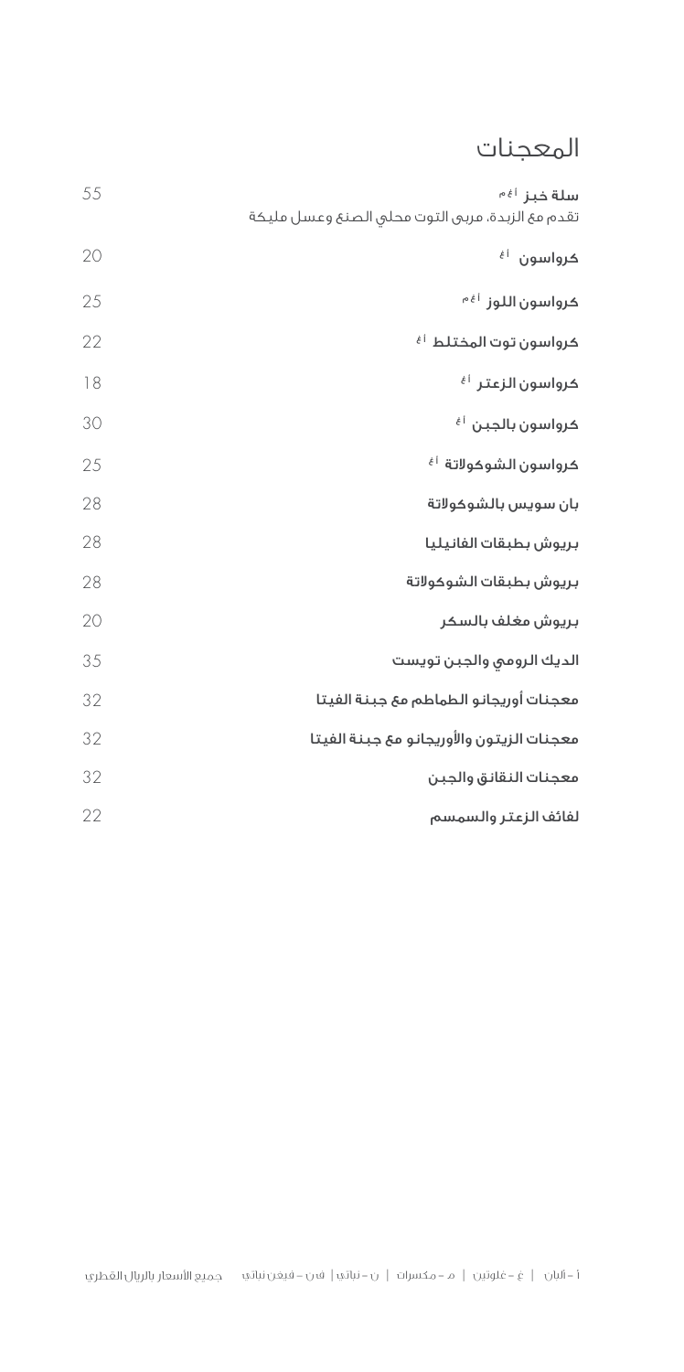# المعجنات

| | |
|---|---|
| **سلة خبز** أ غ م<br>تقدم مع الزبدة، مربى التوت محلي الصنع وعسل مليكة | 55 |
| **كرواسون** أ غ | 20 |
| **كرواسون اللوز** أ غ م | 25 |
| **كرواسون توت المختلط** أ غ | 22 |
| **كرواسون الزعتر** أ غ | 18 |
| **كرواسون بالجبن** أ غ | 30 |
| **كرواسون الشوكولاتة** أ غ | 25 |
| **بان سويس بالشوكولاتة** | 28 |
| **بريوش بطبقات الفانيليا** | 28 |
| **بريوش بطبقات الشوكولاتة** | 28 |
| **بريوش مغلف بالسكر** | 20 |
| **الديك الرومي والجبن تويست** | 35 |
| **معجنات أوريجانو الطماطم مع جبنة الفيتا** | 32 |
| **معجنات الزيتون والأوريجانو مع جبنة الفيتا** | 32 |
| **معجنات النقانق والجبن** | 32 |
| **لفائف الزعتر والسمسم** | 22 |

أ – ألبان | غ – غلوتين | م – مكسرات | ن – نباتي | ف ن – فيغن نباتي      جميع الأسعار بالريال القطري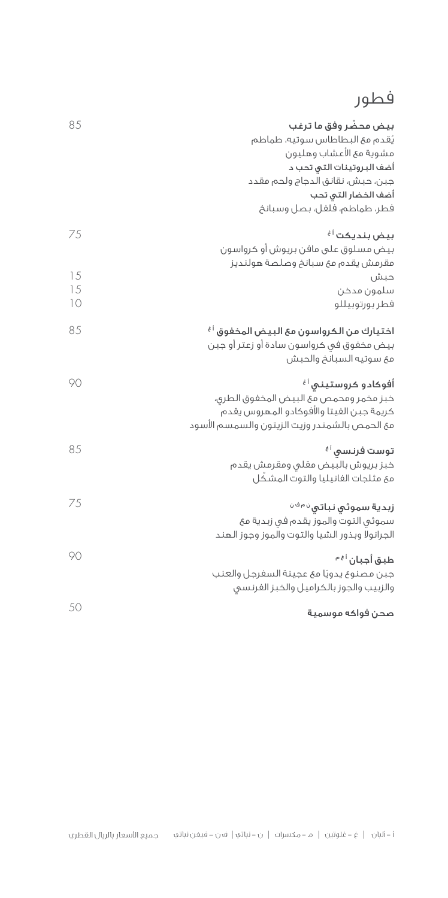# فطور

**بيض محضّر وفق ما ترغب** — 85
يُقدم مع البطاطاس سوتيه، طماطم
مشوية مع الأعشاب وهليون
**أضف البروتينات التي تحب د**
جبن، حبش، نقانق الدجاج ولحم مقدد
**أضف الخضار التي تحب**
فطر، طماطم، فلفل، بصل وسبانخ

**بيض بنديكت** أ غ — 75
بيض مسلوق على مافن بريوش أو كرواسون
مقرمش يقدم مع سبانخ وصلصة هولنديز
حبش — 15
سلمون مدخن — 15
فطر بورتوبيللو — 10

**اختيارك من الكرواسون مع البيض المخفوق** أ غ — 85
بيض مخفوق في كرواسون سادة أو زعتر أو جبن
مع سوتيه السبانخ والحبش

**أفوكادو كروستيني** أ غ — 90
خبز مخمر ومحمص مع البيض المخفوق الطري،
كريمة جبن الفيتا والأفوكادو المهروس يقدم
مع الحمص بالشمندر وزيت الزيتون والسمسم الأسود

**توست فرنسي** أ غ — 85
خبز بريوش بالبيض مقلي ومقرمش يقدم
مع مثلجات الفانيليا والتوت المشكّل

**زبدية سموثي نباتي** ن م ف ن — 75
سموثي التوت والموز يقدم في زبدية مع
الجرانولا وبذور الشيا والتوت والموز وجوز الهند

**طبق أجبان** أ غ م — 90
جبن مصنوع يدويًا مع عجينة السفرجل والعنب
والزبيب والجوز بالكراميل والخبز الفرنسي

**صحن فواكه موسمية** — 50

أ – ألبان | غ – غلوتين | م – مكسرات | ن – نباتي | ف ن – فيغن نباتي    جميع الأسعار بالريال القطري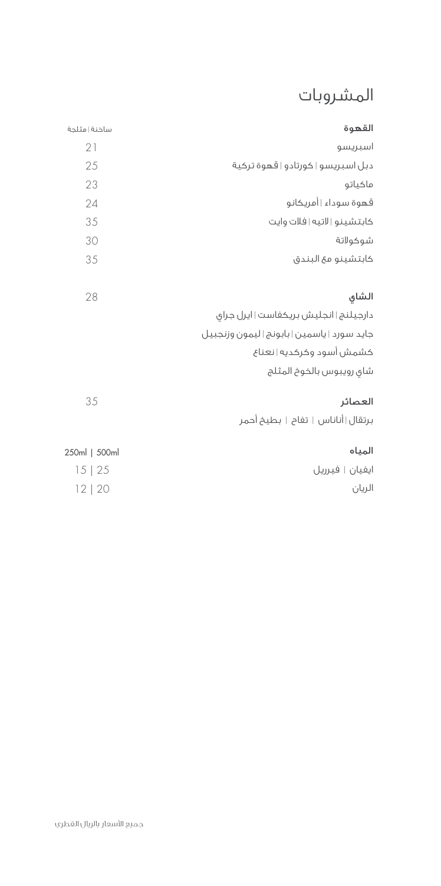# المشروبات

| القهوة | ساخنة \| مثلجة |
|---|---|
| اسبريسو | 21 |
| دبل اسبريسو \| كورتادو \| قهوة تركية | 25 |
| ماكياتو | 23 |
| قهوة سوداء \| أمريكانو | 24 |
| كابتشينو \| لاتيه \| فلات وايت | 35 |
| شوكولاتة | 30 |
| كابتشينو مع البندق | 35 |

**الشاي** 28

دارجيلنج | انجليش بريكفاست | ايرل جراي

جايد سورد | ياسمين | بابونج | ليمون وزنجبيل

كشمش أسود وكركديه | نعناع

شاي رويبوس بالخوخ المثلج

**العصائر** 35

برتقال | أناناس | تفاح | بطيخ أحمر

| المياه | 250ml \| 500ml |
|---|---|
| ايفيان \| فيرريل | 15 \| 25 |
| الريان | 12 \| 20 |

جميع الأسعار بالريال القطري